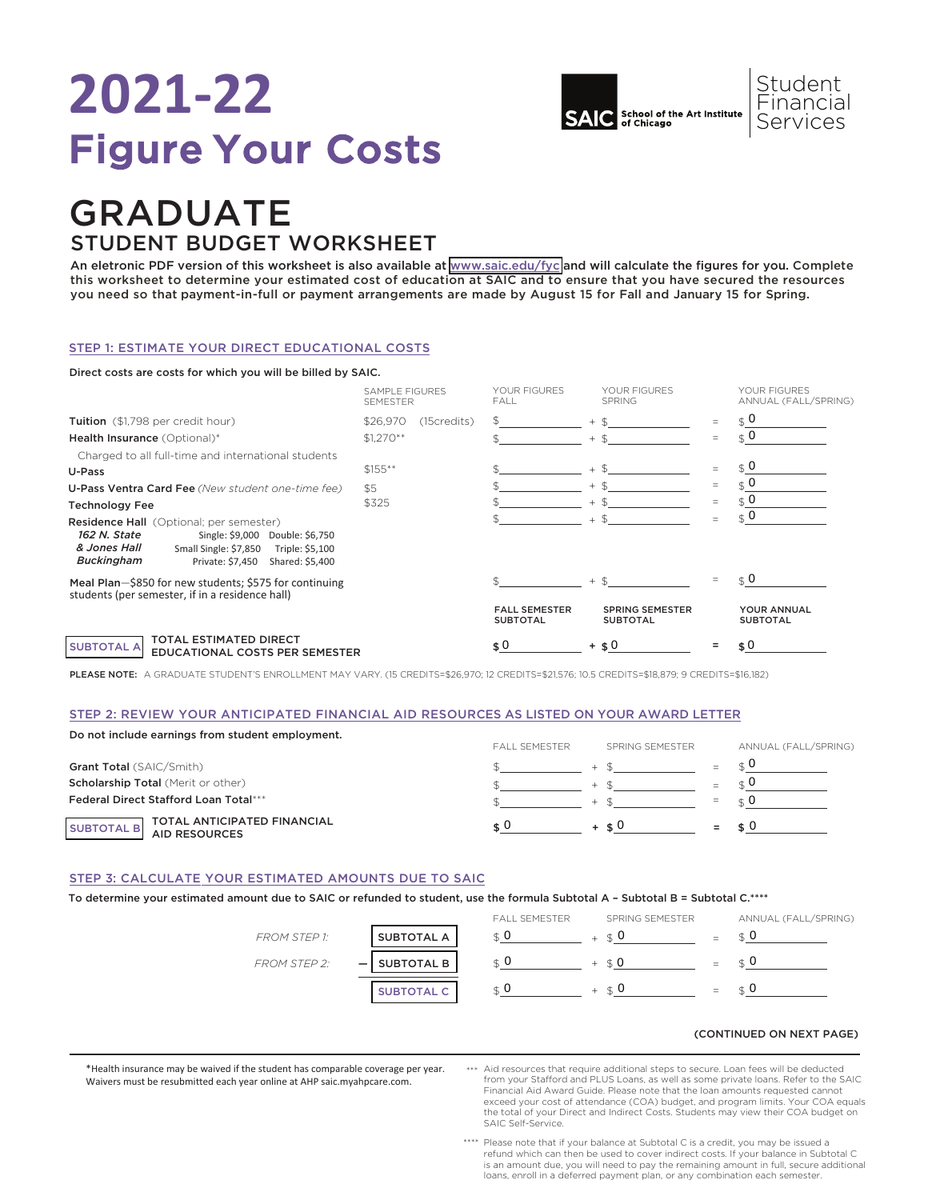# 2021-22

# Figure Your Costs

SAIC School of the Art Institute of Chicago | Student Financial Services

## GRADUATE

### STUDENT BUDGET WORKSHEET

An eletronic PDF version of this worksheet is also available at www.saic.edu/fyc and will calculate the figures for you. Complete this worksheet to determine your estimated cost of education at SAIC and to ensure that you have secured the resources you need so that payment-in-full or payment arrangements are made by August 15 for Fall and January 15 for Spring.

### STEP 1: ESTIMATE YOUR DIRECT EDUCATIONAL COSTS

Direct costs are costs for which you will be billed by SAIC.

| | SAMPLE FIGURES SEMESTER | YOUR FIGURES FALL | | YOUR FIGURES SPRING | | YOUR FIGURES ANNUAL (FALL/SPRING) |
|---|---|---|---|---|---|---|
| **Tuition** ($1,798 per credit hour) | $26,970 (15credits) | $ | + | $ | = | $ 0 |
| **Health Insurance** (Optional)* | $1,270** | $ | + | $ | = | $ 0 |
| Charged to all full-time and international students | | | | | | |
| **U-Pass** | $155** | $ | + | $ | = | $ 0 |
| **U-Pass Ventra Card Fee** *(New student one-time fee)* | $5 | $ | + | $ | = | $ 0 |
| **Technology Fee** | $325 | $ | + | $ | = | $ 0 |
| **Residence Hall** (Optional; per semester) *162 N. State & Jones Hall Buckingham* Single: $9,000 Double: $6,750 Small Single: $7,850 Triple: $5,100 Private: $7,450 Shared: $5,400 | | $ | + | $ | = | $ 0 |
| **Meal Plan**—$850 for new students; $575 for continuing students (per semester, if in a residence hall) | | $ | + | $ | = | $ 0 |
| | | **FALL SEMESTER SUBTOTAL** | | **SPRING SEMESTER SUBTOTAL** | | **YOUR ANNUAL SUBTOTAL** |
| **SUBTOTAL A** TOTAL ESTIMATED DIRECT EDUCATIONAL COSTS PER SEMESTER | | **$ 0** | **+** | **$ 0** | **=** | **$ 0** |

**PLEASE NOTE:** A GRADUATE STUDENT'S ENROLLMENT MAY VARY. (15 CREDITS=$26,970; 12 CREDITS=$21,576; 10.5 CREDITS=$18,879; 9 CREDITS=$16,182)

### STEP 2: REVIEW YOUR ANTICIPATED FINANCIAL AID RESOURCES AS LISTED ON YOUR AWARD LETTER

Do not include earnings from student employment.

| | FALL SEMESTER | | SPRING SEMESTER | | ANNUAL (FALL/SPRING) |
|---|---|---|---|---|---|
| **Grant Total** (SAIC/Smith) | $ | + | $ | = | $ 0 |
| **Scholarship Total** (Merit or other) | $ | + | $ | = | $ 0 |
| **Federal Direct Stafford Loan Total***** | $ | + | $ | = | $ 0 |
| **SUBTOTAL B** TOTAL ANTICIPATED FINANCIAL AID RESOURCES | **$ 0** | **+** | **$ 0** | **=** | **$ 0** |

### STEP 3: CALCULATE YOUR ESTIMATED AMOUNTS DUE TO SAIC

To determine your estimated amount due to SAIC or refunded to student, use the formula Subtotal A – Subtotal B = Subtotal C.****

| | | FALL SEMESTER | | SPRING SEMESTER | | ANNUAL (FALL/SPRING) |
|---|---|---|---|---|---|---|
| *FROM STEP 1:* | SUBTOTAL A | $ 0 | + | $ 0 | = | $ 0 |
| *FROM STEP 2:* | – SUBTOTAL B | $ 0 | + | $ 0 | = | $ 0 |
| | SUBTOTAL C | $ 0 | + | $ 0 | = | $ 0 |

**(CONTINUED ON NEXT PAGE)**

*Health insurance may be waived if the student has comparable coverage per year. Waivers must be resubmitted each year online at AHP saic.myahpcare.com.

*** Aid resources that require additional steps to secure. Loan fees will be deducted from your Stafford and PLUS Loans, as well as some private loans. Refer to the SAIC Financial Aid Award Guide. Please note that the loan amounts requested cannot exceed your cost of attendance (COA) budget, and program limits. Your COA equals the total of your Direct and Indirect Costs. Students may view their COA budget on SAIC Self-Service.

**** Please note that if your balance at Subtotal C is a credit, you may be issued a refund which can then be used to cover indirect costs. If your balance in Subtotal C is an amount due, you will need to pay the remaining amount in full, secure additional loans, enroll in a deferred payment plan, or any combination each semester.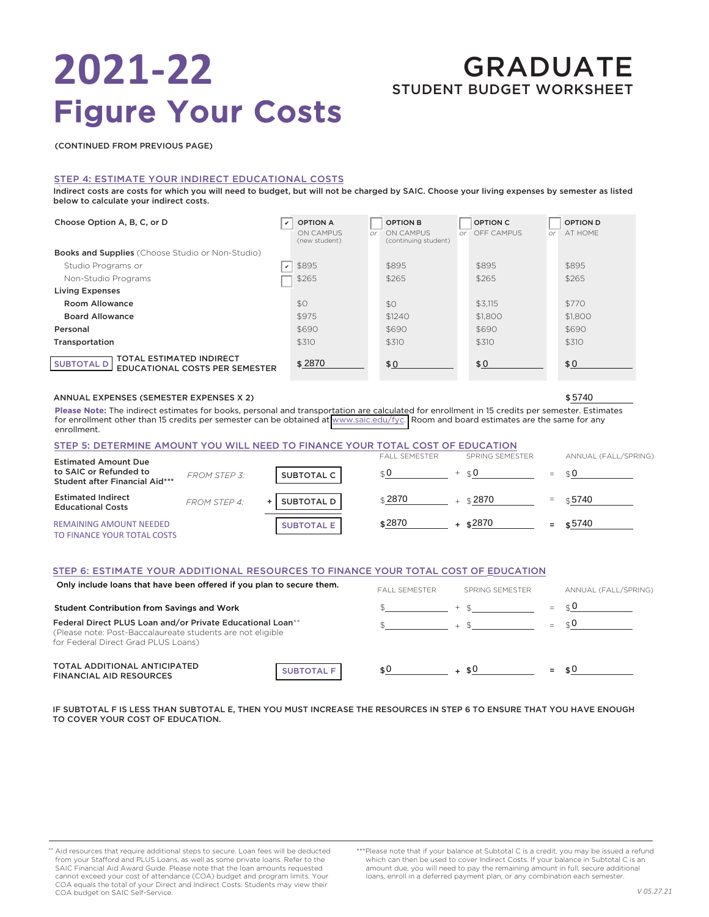# 2021-22

# Figure Your Costs

## GRADUATE
STUDENT BUDGET WORKSHEET

(CONTINUED FROM PREVIOUS PAGE)

### STEP 4: ESTIMATE YOUR INDIRECT EDUCATIONAL COSTS

**Indirect costs are costs for which you will need to budget, but will not be charged by SAIC. Choose your living expenses by semester as listed below to calculate your indirect costs.**

| Choose Option A, B, C, or D | ☑ OPTION A ON CAMPUS (new student) | or ☐ OPTION B ON CAMPUS (continuing student) | or ☐ OPTION C OFF CAMPUS | or ☐ OPTION D AT HOME |
|---|---|---|---|---|
| **Books and Supplies** (Choose Studio or Non-Studio) | | | | |
| Studio Programs or | ☑ $895 | $895 | $895 | $895 |
| Non-Studio Programs | ☐ $265 | $265 | $265 | $265 |
| **Living Expenses** | | | | |
| **Room Allowance** | $0 | $0 | $3,115 | $770 |
| **Board Allowance** | $975 | $1240 | $1,800 | $1,800 |
| **Personal** | $690 | $690 | $690 | $690 |
| **Transportation** | $310 | $310 | $310 | $310 |
| SUBTOTAL D — TOTAL ESTIMATED INDIRECT EDUCATIONAL COSTS PER SEMESTER | $ 2870 | $ 0 | $ 0 | $ 0 |

ANNUAL EXPENSES (SEMESTER EXPENSES X 2) $ 5740

**Please Note:** The indirect estimates for books, personal and transportation are calculated for enrollment in 15 credits per semester. Estimates for enrollment other than 15 credits per semester can be obtained at www.saic.edu/fyc. Room and board estimates are the same for any enrollment.

### STEP 5: DETERMINE AMOUNT YOU WILL NEED TO FINANCE YOUR TOTAL COST OF EDUCATION

| | | | FALL SEMESTER | | SPRING SEMESTER | | ANNUAL (FALL/SPRING) |
|---|---|---|---|---|---|---|---|
| **Estimated Amount Due to SAIC or Refunded to Student after Financial Aid***** | *FROM STEP 3:* | SUBTOTAL C | $ 0 | + | $ 0 | = | $ 0 |
| **Estimated Indirect Educational Costs** | *FROM STEP 4:* | + SUBTOTAL D | $ 2870 | + | $ 2870 | = | $ 5740 |
| REMAINING AMOUNT NEEDED TO FINANCE YOUR TOTAL COSTS | | SUBTOTAL E | $ 2870 | + | $ 2870 | = | $ 5740 |

### STEP 6: ESTIMATE YOUR ADDITIONAL RESOURCES TO FINANCE YOUR TOTAL COST OF EDUCATION

| Only include loans that have been offered if you plan to secure them. | | FALL SEMESTER | | SPRING SEMESTER | | ANNUAL (FALL/SPRING) |
|---|---|---|---|---|---|---|
| **Student Contribution from Savings and Work** | | $ | + | $ | = | $ 0 |
| **Federal Direct PLUS Loan and/or Private Educational Loan**** (Please note: Post-Baccalaureate students are not eligible for Federal Direct Grad PLUS Loans) | | $ | + | $ | = | $ 0 |
| TOTAL ADDITIONAL ANTICIPATED FINANCIAL AID RESOURCES | SUBTOTAL F | $ 0 | + | $ 0 | = | $ 0 |

IF SUBTOTAL F IS LESS THAN SUBTOTAL E, THEN YOU MUST INCREASE THE RESOURCES IN STEP 6 TO ENSURE THAT YOU HAVE ENOUGH TO COVER YOUR COST OF EDUCATION.

** Aid resources that require additional steps to secure. Loan fees will be deducted from your Stafford and PLUS Loans, as well as some private loans. Refer to the SAIC Financial Aid Award Guide. Please note that the loan amounts requested cannot exceed your cost of attendance (COA) budget and program limits. Your COA equals the total of your Direct and Indirect Costs. Students may view their COA budget on SAIC Self-Service.

***Please note that if your balance at Subtotal C is a credit, you may be issued a refund which can then be used to cover Indirect Costs. If your balance in Subtotal C is an amount due, you will need to pay the remaining amount in full, secure additional loans, enroll in a deferred payment plan, or any combination each semester.

*V 05.27.21*